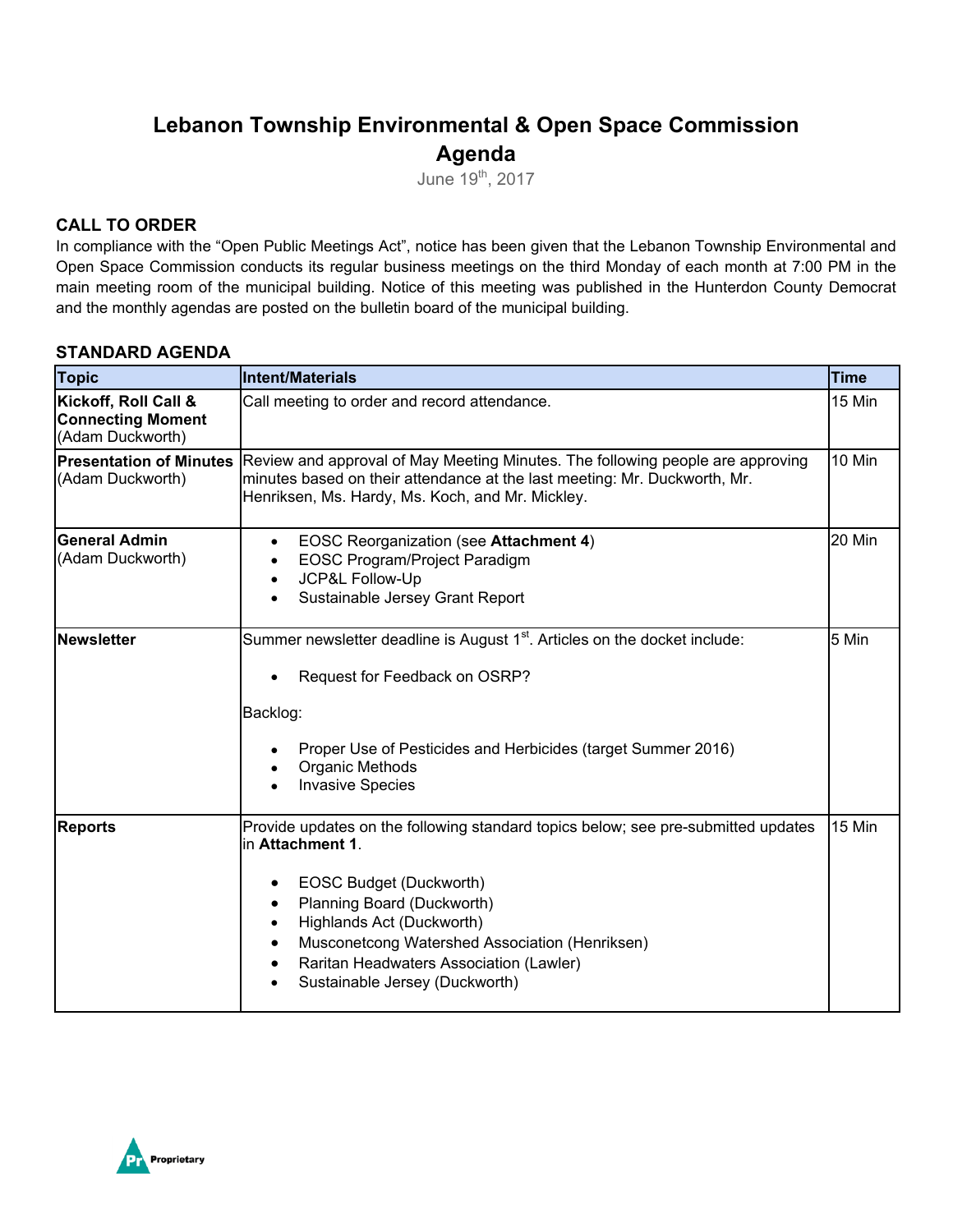# Lebanon Township Environmental & Open Space Commission Agenda

June 19th, 2017

### CALL TO ORDER

In compliance with the "Open Public Meetings Act", notice has been given that the Lebanon Township Environmental and Open Space Commission conducts its regular business meetings on the third Monday of each month at 7:00 PM in the main meeting room of the municipal building. Notice of this meeting was published in the Hunterdon County Democrat and the monthly agendas are posted on the bulletin board of the municipal building.

### STANDARD AGENDA

| Topic | Intent/Materials | Time |
|---|---|---|
| **Kickoff, Roll Call & Connecting Moment** (Adam Duckworth) | Call meeting to order and record attendance. | 15 Min |
| **Presentation of Minutes** (Adam Duckworth) | Review and approval of May Meeting Minutes. The following people are approving minutes based on their attendance at the last meeting: Mr. Duckworth, Mr. Henriksen, Ms. Hardy, Ms. Koch, and Mr. Mickley. | 10 Min |
| **General Admin** (Adam Duckworth) | • EOSC Reorganization (see **Attachment 4**)<br>• EOSC Program/Project Paradigm<br>• JCP&L Follow-Up<br>• Sustainable Jersey Grant Report | 20 Min |
| **Newsletter** | Summer newsletter deadline is August 1st. Articles on the docket include:<br><br>• Request for Feedback on OSRP?<br><br>Backlog:<br><br>• Proper Use of Pesticides and Herbicides (target Summer 2016)<br>• Organic Methods<br>• Invasive Species | 5 Min |
| **Reports** | Provide updates on the following standard topics below; see pre-submitted updates in **Attachment 1**.<br><br>• EOSC Budget (Duckworth)<br>• Planning Board (Duckworth)<br>• Highlands Act (Duckworth)<br>• Musconetcong Watershed Association (Henriksen)<br>• Raritan Headwaters Association (Lawler)<br>• Sustainable Jersey (Duckworth) | 15 Min |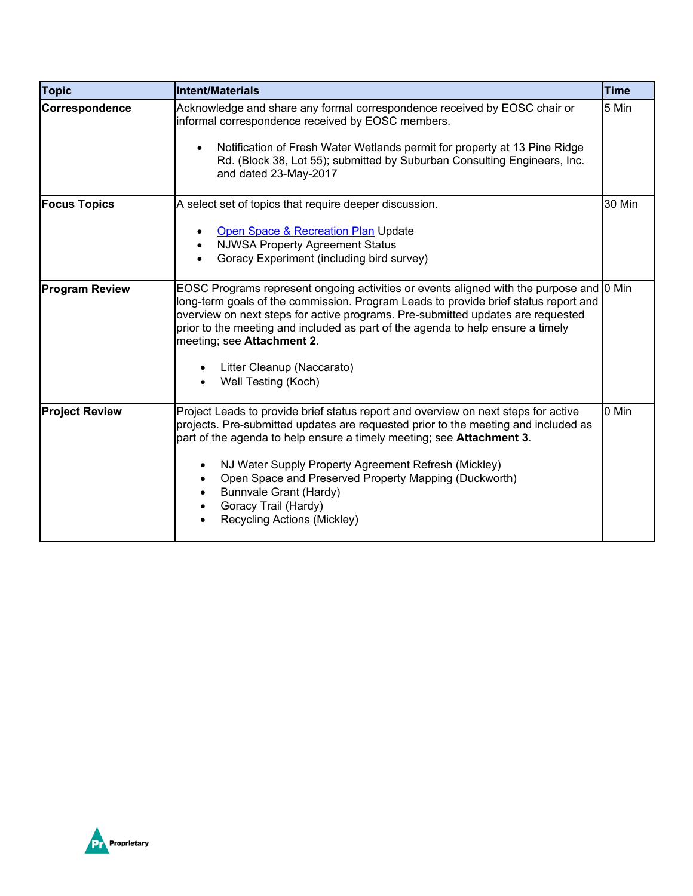| Topic | Intent/Materials | Time |
| --- | --- | --- |
| **Correspondence** | Acknowledge and share any formal correspondence received by EOSC chair or informal correspondence received by EOSC members.<br><br>• Notification of Fresh Water Wetlands permit for property at 13 Pine Ridge Rd. (Block 38, Lot 55); submitted by Suburban Consulting Engineers, Inc. and dated 23-May-2017 | 5 Min |
| **Focus Topics** | A select set of topics that require deeper discussion.<br><br>• Open Space & Recreation Plan Update<br>• NJWSA Property Agreement Status<br>• Goracy Experiment (including bird survey) | 30 Min |
| **Program Review** | EOSC Programs represent ongoing activities or events aligned with the purpose and long-term goals of the commission. Program Leads to provide brief status report and overview on next steps for active programs. Pre-submitted updates are requested prior to the meeting and included as part of the agenda to help ensure a timely meeting; see **Attachment 2**.<br><br>• Litter Cleanup (Naccarato)<br>• Well Testing (Koch) | 0 Min |
| **Project Review** | Project Leads to provide brief status report and overview on next steps for active projects. Pre-submitted updates are requested prior to the meeting and included as part of the agenda to help ensure a timely meeting; see **Attachment 3**.<br><br>• NJ Water Supply Property Agreement Refresh (Mickley)<br>• Open Space and Preserved Property Mapping (Duckworth)<br>• Bunnvale Grant (Hardy)<br>• Goracy Trail (Hardy)<br>• Recycling Actions (Mickley) | 0 Min |

Proprietary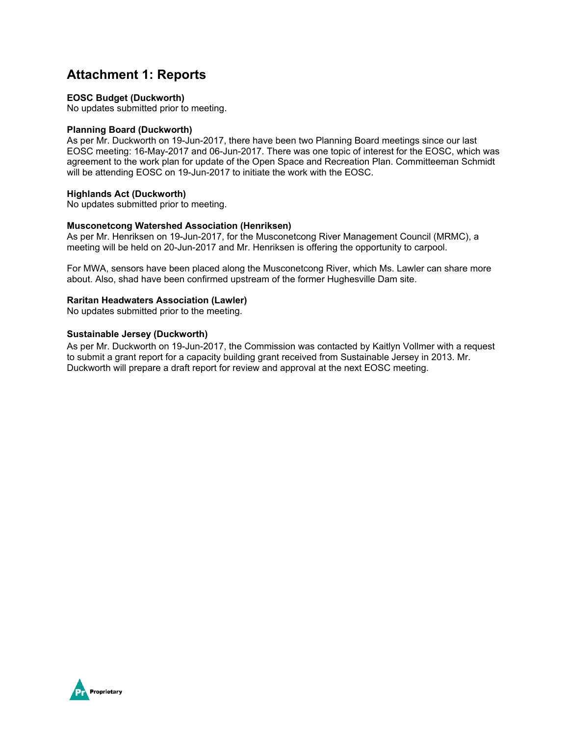# Attachment 1: Reports

**EOSC Budget (Duckworth)**
No updates submitted prior to meeting.

**Planning Board (Duckworth)**
As per Mr. Duckworth on 19-Jun-2017, there have been two Planning Board meetings since our last EOSC meeting: 16-May-2017 and 06-Jun-2017. There was one topic of interest for the EOSC, which was agreement to the work plan for update of the Open Space and Recreation Plan. Committeeman Schmidt will be attending EOSC on 19-Jun-2017 to initiate the work with the EOSC.

**Highlands Act (Duckworth)**
No updates submitted prior to meeting.

**Musconetcong Watershed Association (Henriksen)**
As per Mr. Henriksen on 19-Jun-2017, for the Musconetcong River Management Council (MRMC), a meeting will be held on 20-Jun-2017 and Mr. Henriksen is offering the opportunity to carpool.

For MWA, sensors have been placed along the Musconetcong River, which Ms. Lawler can share more about. Also, shad have been confirmed upstream of the former Hughesville Dam site.

**Raritan Headwaters Association (Lawler)**
No updates submitted prior to the meeting.

**Sustainable Jersey (Duckworth)**
As per Mr. Duckworth on 19-Jun-2017, the Commission was contacted by Kaitlyn Vollmer with a request to submit a grant report for a capacity building grant received from Sustainable Jersey in 2013. Mr. Duckworth will prepare a draft report for review and approval at the next EOSC meeting.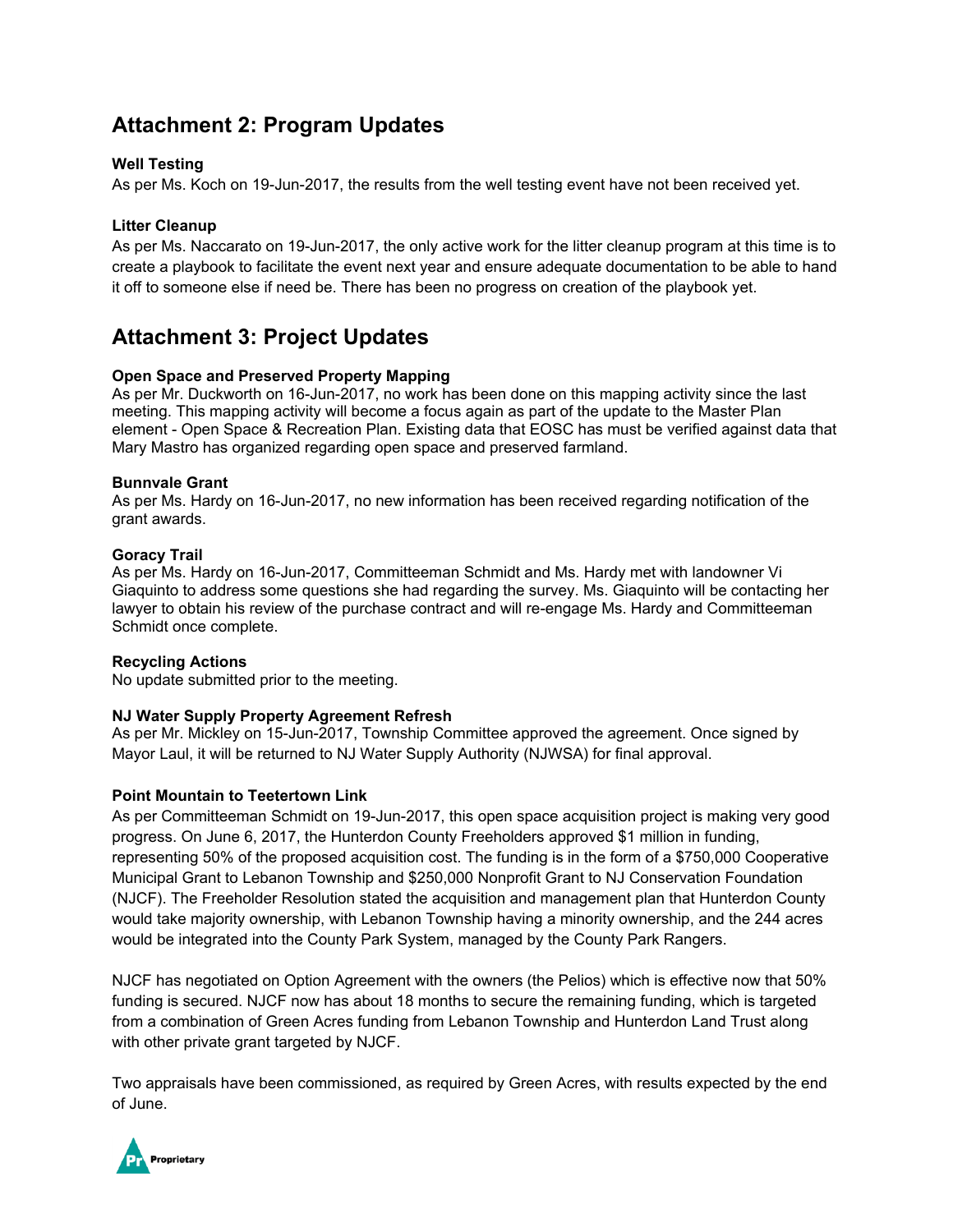## Attachment 2: Program Updates

**Well Testing**
As per Ms. Koch on 19-Jun-2017, the results from the well testing event have not been received yet.

**Litter Cleanup**
As per Ms. Naccarato on 19-Jun-2017, the only active work for the litter cleanup program at this time is to create a playbook to facilitate the event next year and ensure adequate documentation to be able to hand it off to someone else if need be. There has been no progress on creation of the playbook yet.

## Attachment 3: Project Updates

**Open Space and Preserved Property Mapping**
As per Mr. Duckworth on 16-Jun-2017, no work has been done on this mapping activity since the last meeting. This mapping activity will become a focus again as part of the update to the Master Plan element - Open Space & Recreation Plan. Existing data that EOSC has must be verified against data that Mary Mastro has organized regarding open space and preserved farmland.

**Bunnvale Grant**
As per Ms. Hardy on 16-Jun-2017, no new information has been received regarding notification of the grant awards.

**Goracy Trail**
As per Ms. Hardy on 16-Jun-2017, Committeeman Schmidt and Ms. Hardy met with landowner Vi Giaquinto to address some questions she had regarding the survey. Ms. Giaquinto will be contacting her lawyer to obtain his review of the purchase contract and will re-engage Ms. Hardy and Committeeman Schmidt once complete.

**Recycling Actions**
No update submitted prior to the meeting.

**NJ Water Supply Property Agreement Refresh**
As per Mr. Mickley on 15-Jun-2017, Township Committee approved the agreement. Once signed by Mayor Laul, it will be returned to NJ Water Supply Authority (NJWSA) for final approval.

**Point Mountain to Teetertown Link**
As per Committeeman Schmidt on 19-Jun-2017, this open space acquisition project is making very good progress. On June 6, 2017, the Hunterdon County Freeholders approved $1 million in funding, representing 50% of the proposed acquisition cost. The funding is in the form of a $750,000 Cooperative Municipal Grant to Lebanon Township and $250,000 Nonprofit Grant to NJ Conservation Foundation (NJCF). The Freeholder Resolution stated the acquisition and management plan that Hunterdon County would take majority ownership, with Lebanon Township having a minority ownership, and the 244 acres would be integrated into the County Park System, managed by the County Park Rangers.

NJCF has negotiated on Option Agreement with the owners (the Pelios) which is effective now that 50% funding is secured. NJCF now has about 18 months to secure the remaining funding, which is targeted from a combination of Green Acres funding from Lebanon Township and Hunterdon Land Trust along with other private grant targeted by NJCF.

Two appraisals have been commissioned, as required by Green Acres, with results expected by the end of June.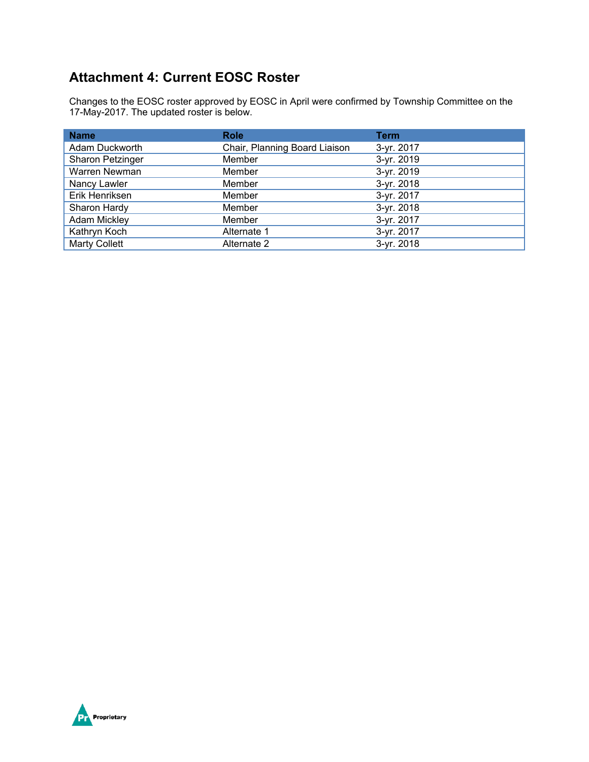## Attachment 4: Current EOSC Roster

Changes to the EOSC roster approved by EOSC in April were confirmed by Township Committee on the 17-May-2017. The updated roster is below.

| Name | Role | Term |
|---|---|---|
| Adam Duckworth | Chair, Planning Board Liaison | 3-yr. 2017 |
| Sharon Petzinger | Member | 3-yr. 2019 |
| Warren Newman | Member | 3-yr. 2019 |
| Nancy Lawler | Member | 3-yr. 2018 |
| Erik Henriksen | Member | 3-yr. 2017 |
| Sharon Hardy | Member | 3-yr. 2018 |
| Adam Mickley | Member | 3-yr. 2017 |
| Kathryn Koch | Alternate 1 | 3-yr. 2017 |
| Marty Collett | Alternate 2 | 3-yr. 2018 |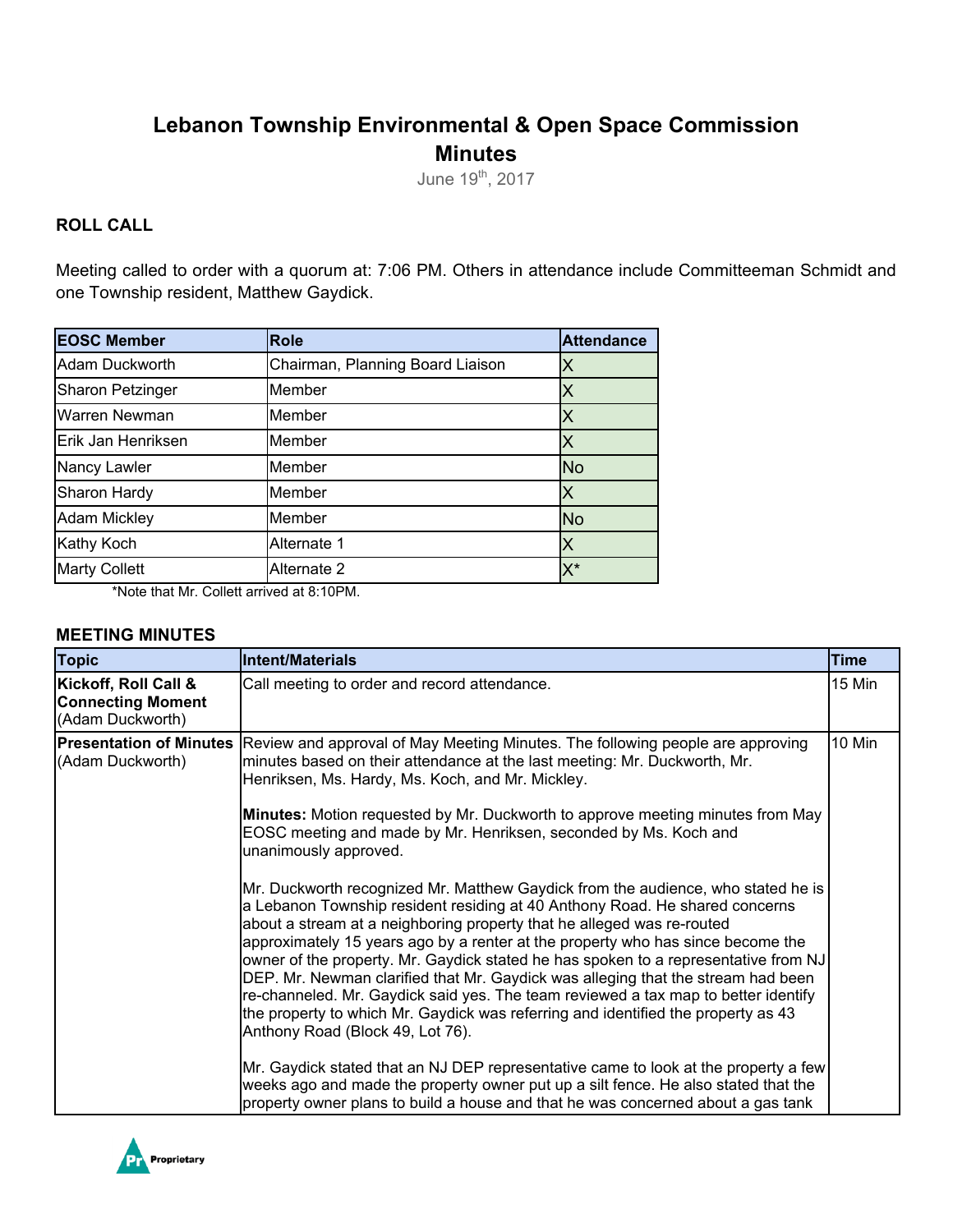# Lebanon Township Environmental & Open Space Commission Minutes

June 19th, 2017

## ROLL CALL

Meeting called to order with a quorum at: 7:06 PM. Others in attendance include Committeeman Schmidt and one Township resident, Matthew Gaydick.

| EOSC Member | Role | Attendance |
|---|---|---|
| Adam Duckworth | Chairman, Planning Board Liaison | X |
| Sharon Petzinger | Member | X |
| Warren Newman | Member | X |
| Erik Jan Henriksen | Member | X |
| Nancy Lawler | Member | No |
| Sharon Hardy | Member | X |
| Adam Mickley | Member | No |
| Kathy Koch | Alternate 1 | X |
| Marty Collett | Alternate 2 | X* |

*Note that Mr. Collett arrived at 8:10PM.

## MEETING MINUTES

| Topic | Intent/Materials | Time |
|---|---|---|
| **Kickoff, Roll Call & Connecting Moment** (Adam Duckworth) | Call meeting to order and record attendance. | 15 Min |
| **Presentation of Minutes** (Adam Duckworth) | Review and approval of May Meeting Minutes. The following people are approving minutes based on their attendance at the last meeting: Mr. Duckworth, Mr. Henriksen, Ms. Hardy, Ms. Koch, and Mr. Mickley.<br><br>**Minutes:** Motion requested by Mr. Duckworth to approve meeting minutes from May EOSC meeting and made by Mr. Henriksen, seconded by Ms. Koch and unanimously approved.<br><br>Mr. Duckworth recognized Mr. Matthew Gaydick from the audience, who stated he is a Lebanon Township resident residing at 40 Anthony Road. He shared concerns about a stream at a neighboring property that he alleged was re-routed approximately 15 years ago by a renter at the property who has since become the owner of the property. Mr. Gaydick stated he has spoken to a representative from NJ DEP. Mr. Newman clarified that Mr. Gaydick was alleging that the stream had been re-channeled. Mr. Gaydick said yes. The team reviewed a tax map to better identify the property to which Mr. Gaydick was referring and identified the property as 43 Anthony Road (Block 49, Lot 76).<br><br>Mr. Gaydick stated that an NJ DEP representative came to look at the property a few weeks ago and made the property owner put up a silt fence. He also stated that the property owner plans to build a house and that he was concerned about a gas tank | 10 Min |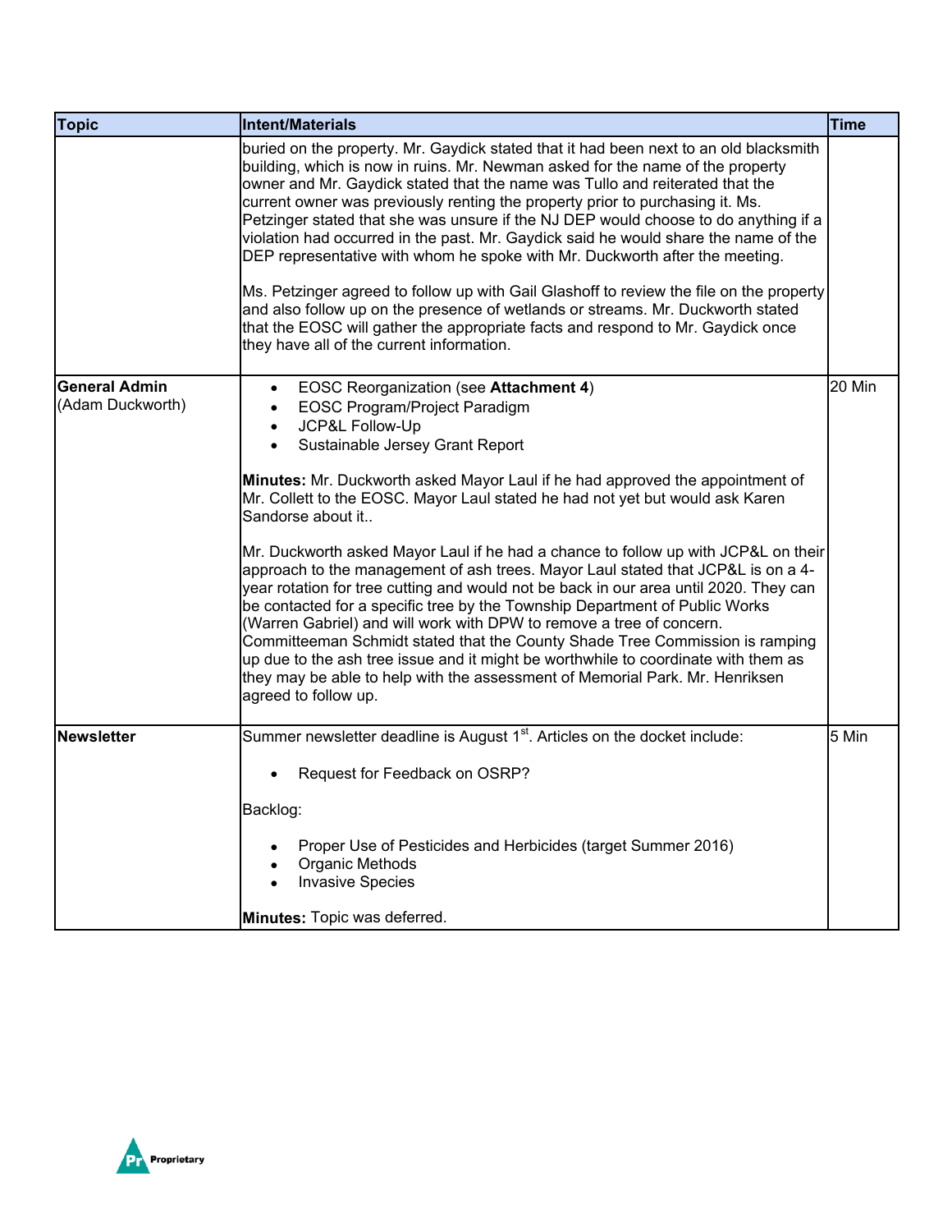| Topic | Intent/Materials | Time |
| --- | --- | --- |
| | buried on the property. Mr. Gaydick stated that it had been next to an old blacksmith building, which is now in ruins. Mr. Newman asked for the name of the property owner and Mr. Gaydick stated that the name was Tullo and reiterated that the current owner was previously renting the property prior to purchasing it. Ms. Petzinger stated that she was unsure if the NJ DEP would choose to do anything if a violation had occurred in the past. Mr. Gaydick said he would share the name of the DEP representative with whom he spoke with Mr. Duckworth after the meeting.<br><br>Ms. Petzinger agreed to follow up with Gail Glashoff to review the file on the property and also follow up on the presence of wetlands or streams. Mr. Duckworth stated that the EOSC will gather the appropriate facts and respond to Mr. Gaydick once they have all of the current information. | |
| **General Admin** (Adam Duckworth) | • EOSC Reorganization (see **Attachment 4**)<br>• EOSC Program/Project Paradigm<br>• JCP&L Follow-Up<br>• Sustainable Jersey Grant Report<br><br>**Minutes:** Mr. Duckworth asked Mayor Laul if he had approved the appointment of Mr. Collett to the EOSC. Mayor Laul stated he had not yet but would ask Karen Sandorse about it..<br><br>Mr. Duckworth asked Mayor Laul if he had a chance to follow up with JCP&L on their approach to the management of ash trees. Mayor Laul stated that JCP&L is on a 4-year rotation for tree cutting and would not be back in our area until 2020. They can be contacted for a specific tree by the Township Department of Public Works (Warren Gabriel) and will work with DPW to remove a tree of concern. Committeeman Schmidt stated that the County Shade Tree Commission is ramping up due to the ash tree issue and it might be worthwhile to coordinate with them as they may be able to help with the assessment of Memorial Park. Mr. Henriksen agreed to follow up. | 20 Min |
| **Newsletter** | Summer newsletter deadline is August 1st. Articles on the docket include:<br><br>• Request for Feedback on OSRP?<br><br>Backlog:<br><br>• Proper Use of Pesticides and Herbicides (target Summer 2016)<br>• Organic Methods<br>• Invasive Species<br><br>**Minutes:** Topic was deferred. | 5 Min |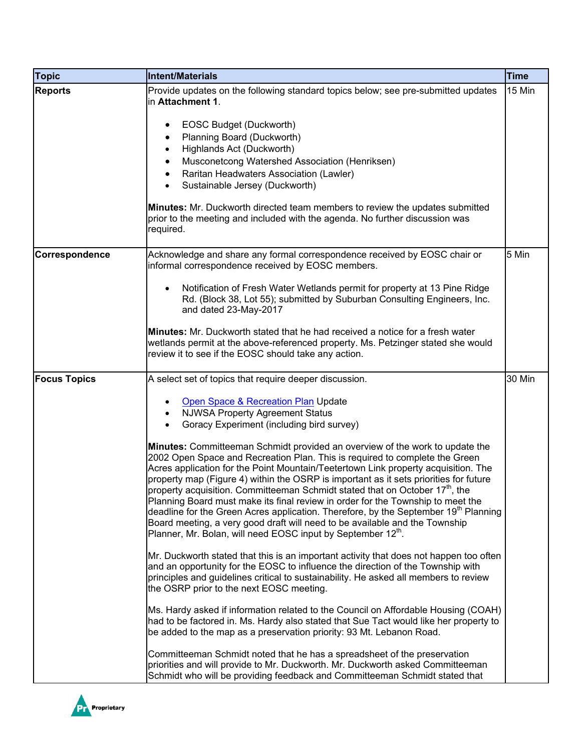| Topic | Intent/Materials | Time |
|---|---|---|
| **Reports** | Provide updates on the following standard topics below; see pre-submitted updates in **Attachment 1**.<br><br>• EOSC Budget (Duckworth)<br>• Planning Board (Duckworth)<br>• Highlands Act (Duckworth)<br>• Musconetcong Watershed Association (Henriksen)<br>• Raritan Headwaters Association (Lawler)<br>• Sustainable Jersey (Duckworth)<br><br>**Minutes:** Mr. Duckworth directed team members to review the updates submitted prior to the meeting and included with the agenda. No further discussion was required. | 15 Min |
| **Correspondence** | Acknowledge and share any formal correspondence received by EOSC chair or informal correspondence received by EOSC members.<br><br>• Notification of Fresh Water Wetlands permit for property at 13 Pine Ridge Rd. (Block 38, Lot 55); submitted by Suburban Consulting Engineers, Inc. and dated 23-May-2017<br><br>**Minutes:** Mr. Duckworth stated that he had received a notice for a fresh water wetlands permit at the above-referenced property. Ms. Petzinger stated she would review it to see if the EOSC should take any action. | 5 Min |
| **Focus Topics** | A select set of topics that require deeper discussion.<br><br>• Open Space & Recreation Plan Update<br>• NJWSA Property Agreement Status<br>• Goracy Experiment (including bird survey)<br><br>**Minutes:** Committeeman Schmidt provided an overview of the work to update the 2002 Open Space and Recreation Plan. This is required to complete the Green Acres application for the Point Mountain/Teetertown Link property acquisition. The property map (Figure 4) within the OSRP is important as it sets priorities for future property acquisition. Committeeman Schmidt stated that on October 17th, the Planning Board must make its final review in order for the Township to meet the deadline for the Green Acres application. Therefore, by the September 19th Planning Board meeting, a very good draft will need to be available and the Township Planner, Mr. Bolan, will need EOSC input by September 12th.<br><br>Mr. Duckworth stated that this is an important activity that does not happen too often and an opportunity for the EOSC to influence the direction of the Township with principles and guidelines critical to sustainability. He asked all members to review the OSRP prior to the next EOSC meeting.<br><br>Ms. Hardy asked if information related to the Council on Affordable Housing (COAH) had to be factored in. Ms. Hardy also stated that Sue Tact would like her property to be added to the map as a preservation priority: 93 Mt. Lebanon Road.<br><br>Committeeman Schmidt noted that he has a spreadsheet of the preservation priorities and will provide to Mr. Duckworth. Mr. Duckworth asked Committeeman Schmidt who will be providing feedback and Committeeman Schmidt stated that | 30 Min |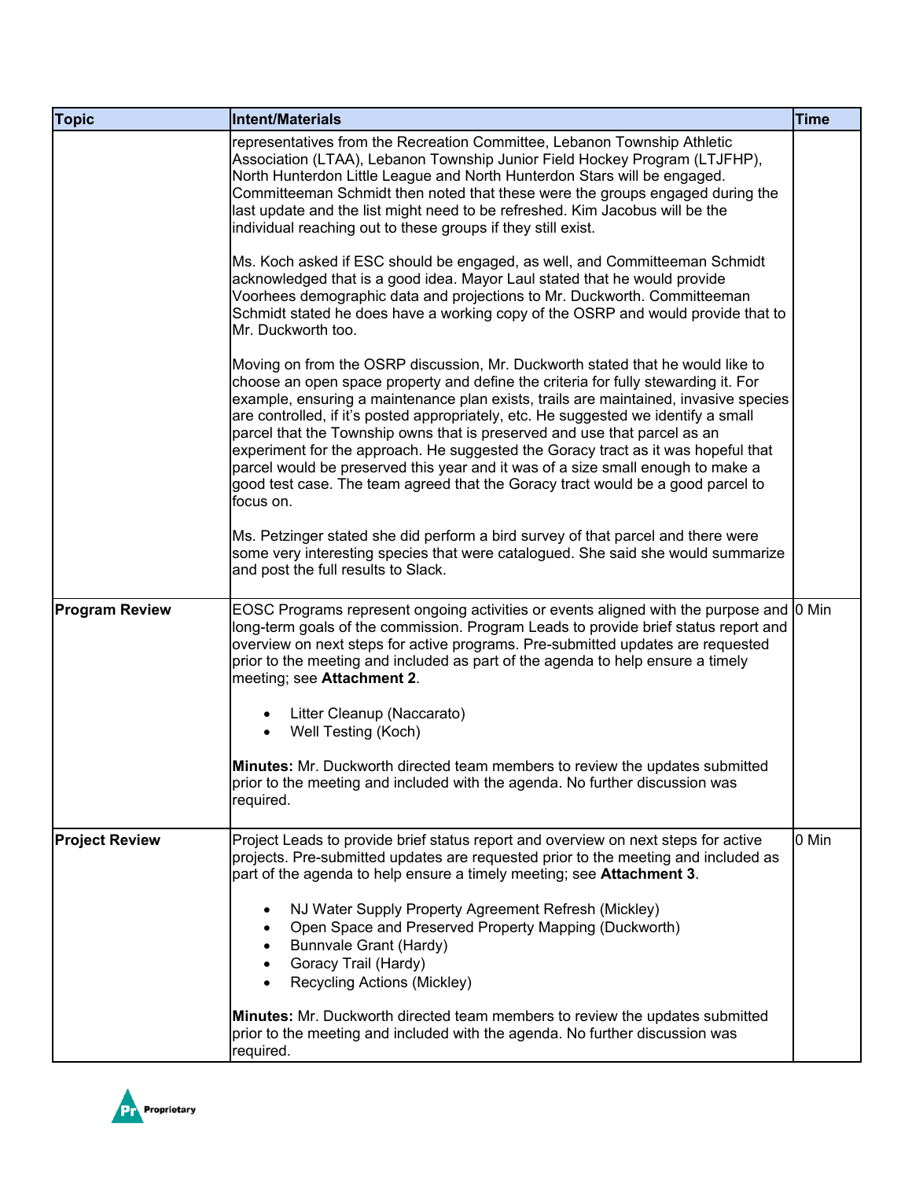| Topic | Intent/Materials | Time |
| --- | --- | --- |
| | representatives from the Recreation Committee, Lebanon Township Athletic Association (LTAA), Lebanon Township Junior Field Hockey Program (LTJFHP), North Hunterdon Little League and North Hunterdon Stars will be engaged. Committeeman Schmidt then noted that these were the groups engaged during the last update and the list might need to be refreshed. Kim Jacobus will be the individual reaching out to these groups if they still exist.<br><br>Ms. Koch asked if ESC should be engaged, as well, and Committeeman Schmidt acknowledged that is a good idea. Mayor Laul stated that he would provide Voorhees demographic data and projections to Mr. Duckworth. Committeeman Schmidt stated he does have a working copy of the OSRP and would provide that to Mr. Duckworth too.<br><br>Moving on from the OSRP discussion, Mr. Duckworth stated that he would like to choose an open space property and define the criteria for fully stewarding it. For example, ensuring a maintenance plan exists, trails are maintained, invasive species are controlled, if it's posted appropriately, etc. He suggested we identify a small parcel that the Township owns that is preserved and use that parcel as an experiment for the approach. He suggested the Goracy tract as it was hopeful that parcel would be preserved this year and it was of a size small enough to make a good test case. The team agreed that the Goracy tract would be a good parcel to focus on.<br><br>Ms. Petzinger stated she did perform a bird survey of that parcel and there were some very interesting species that were catalogued. She said she would summarize and post the full results to Slack. | |
| **Program Review** | EOSC Programs represent ongoing activities or events aligned with the purpose and long-term goals of the commission. Program Leads to provide brief status report and overview on next steps for active programs. Pre-submitted updates are requested prior to the meeting and included as part of the agenda to help ensure a timely meeting; see **Attachment 2**.<br><br>• Litter Cleanup (Naccarato)<br>• Well Testing (Koch)<br><br>**Minutes:** Mr. Duckworth directed team members to review the updates submitted prior to the meeting and included with the agenda. No further discussion was required. | 0 Min |
| **Project Review** | Project Leads to provide brief status report and overview on next steps for active projects. Pre-submitted updates are requested prior to the meeting and included as part of the agenda to help ensure a timely meeting; see **Attachment 3**.<br><br>• NJ Water Supply Property Agreement Refresh (Mickley)<br>• Open Space and Preserved Property Mapping (Duckworth)<br>• Bunnvale Grant (Hardy)<br>• Goracy Trail (Hardy)<br>• Recycling Actions (Mickley)<br><br>**Minutes:** Mr. Duckworth directed team members to review the updates submitted prior to the meeting and included with the agenda. No further discussion was required. | 0 Min |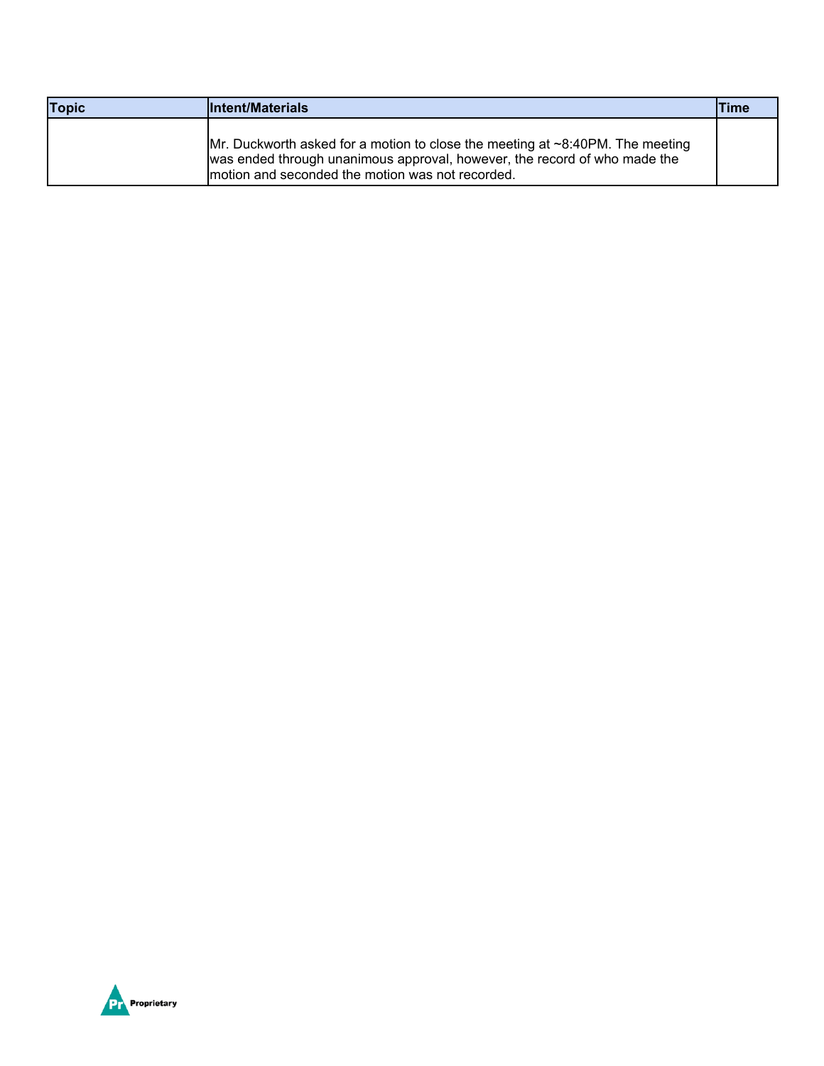| Topic | Intent/Materials | Time |
|---|---|---|
| | Mr. Duckworth asked for a motion to close the meeting at ~8:40PM. The meeting was ended through unanimous approval, however, the record of who made the motion and seconded the motion was not recorded. | |

Proprietary